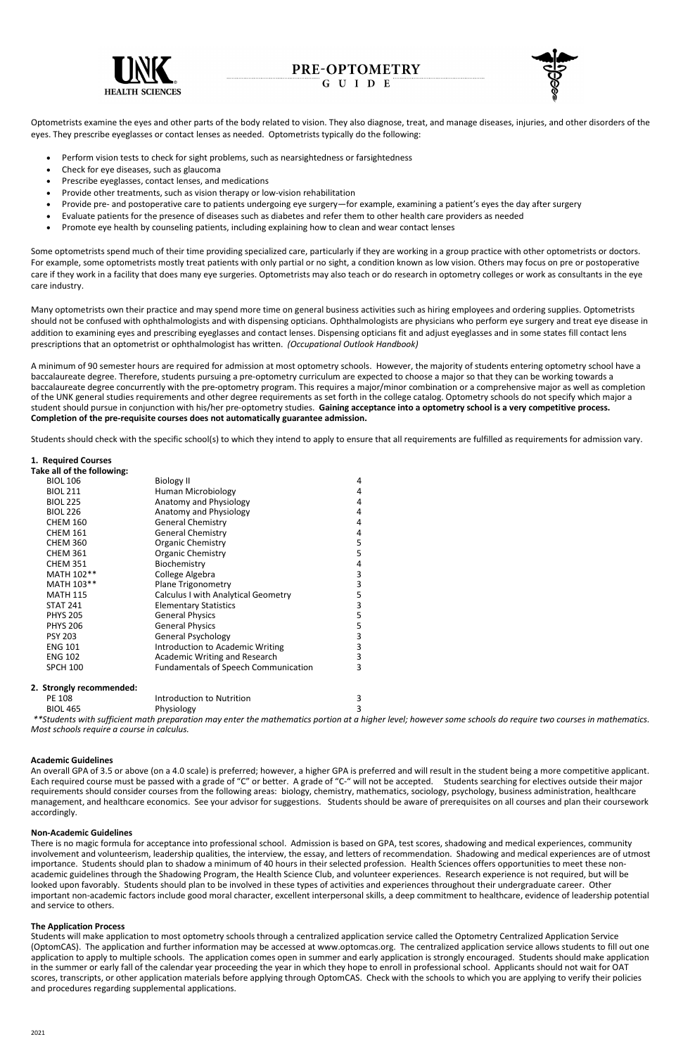# PRE-OPTOMETRY GUIDE

Optometrists examine the eyes and other parts of the body related to vision. They also diagnose, treat, and manage diseases, injuries, and other disorders of the eyes. They prescribe eyeglasses or contact lenses as needed. Optometrists typically do the following:

- Perform vision tests to check for sight problems, such as nearsightedness or farsightedness
- Check for eye diseases, such as glaucoma
- Prescribe eyeglasses, contact lenses, and medications
- Provide other treatments, such as vision therapy or low-vision rehabilitation
- Provide pre- and postoperative care to patients undergoing eye surgery—for example, examining a patient's eyes the day after surgery
- Evaluate patients for the presence of diseases such as diabetes and refer them to other health care providers as needed
- Promote eye health by counseling patients, including explaining how to clean and wear contact lenses

Some optometrists spend much of their time providing specialized care, particularly if they are working in a group practice with other optometrists or doctors. For example, some optometrists mostly treat patients with only partial or no sight, a condition known as low vision. Others may focus on pre or postoperative care if they work in a facility that does many eye surgeries. Optometrists may also teach or do research in optometry colleges or work as consultants in the eye care industry.

Many optometrists own their practice and may spend more time on general business activities such as hiring employees and ordering supplies. Optometrists should not be confused with ophthalmologists and with dispensing opticians. Ophthalmologists are physicians who perform eye surgery and treat eye disease in addition to examining eyes and prescribing eyeglasses and contact lenses. Dispensing opticians fit and adjust eyeglasses and in some states fill contact lens prescriptions that an optometrist or ophthalmologist has written. *(Occupational Outlook Handbook)*

A minimum of 90 semester hours are required for admission at most optometry schools. However, the majority of students entering optometry school have a baccalaureate degree. Therefore, students pursuing a pre-optometry curriculum are expected to choose a major so that they can be working towards a baccalaureate degree concurrently with the pre-optometry program. This requires a major/minor combination or a comprehensive major as well as completion of the UNK general studies requirements and other degree requirements as set forth in the college catalog. Optometry schools do not specify which major a student should pursue in conjunction with his/her pre-optometry studies. **Gaining acceptance into a optometry school is a very competitive process. Completion of the pre-requisite courses does not automatically guarantee admission.**

Students should check with the specific school(s) to which they intend to apply to ensure that all requirements are fulfilled as requirements for admission vary.

## 1. Required Courses

**Take all of the following:**

| Course | Title | Credits |
|---|---|---|
| BIOL 106 | Biology II | 4 |
| BIOL 211 | Human Microbiology | 4 |
| BIOL 225 | Anatomy and Physiology | 4 |
| BIOL 226 | Anatomy and Physiology | 4 |
| CHEM 160 | General Chemistry | 4 |
| CHEM 161 | General Chemistry | 4 |
| CHEM 360 | Organic Chemistry | 5 |
| CHEM 361 | Organic Chemistry | 5 |
| CHEM 351 | Biochemistry | 4 |
| MATH 102** | College Algebra | 3 |
| MATH 103** | Plane Trigonometry | 3 |
| MATH 115 | Calculus I with Analytical Geometry | 5 |
| STAT 241 | Elementary Statistics | 3 |
| PHYS 205 | General Physics | 5 |
| PHYS 206 | General Physics | 5 |
| PSY 203 | General Psychology | 3 |
| ENG 101 | Introduction to Academic Writing | 3 |
| ENG 102 | Academic Writing and Research | 3 |
| SPCH 100 | Fundamentals of Speech Communication | 3 |

## 2. Strongly recommended:

| Course | Title | Credits |
|---|---|---|
| PE 108 | Introduction to Nutrition | 3 |
| BIOL 465 | Physiology | 3 |

*\*\*Students with sufficient math preparation may enter the mathematics portion at a higher level; however some schools do require two courses in mathematics. Most schools require a course in calculus.*

### Academic Guidelines

An overall GPA of 3.5 or above (on a 4.0 scale) is preferred; however, a higher GPA is preferred and will result in the student being a more competitive applicant. Each required course must be passed with a grade of "C" or better. A grade of "C-" will not be accepted. Students searching for electives outside their major requirements should consider courses from the following areas: biology, chemistry, mathematics, sociology, psychology, business administration, healthcare management, and healthcare economics. See your advisor for suggestions. Students should be aware of prerequisites on all courses and plan their coursework accordingly.

### Non-Academic Guidelines

There is no magic formula for acceptance into professional school. Admission is based on GPA, test scores, shadowing and medical experiences, community involvement and volunteerism, leadership qualities, the interview, the essay, and letters of recommendation. Shadowing and medical experiences are of utmost importance. Students should plan to shadow a minimum of 40 hours in their selected profession. Health Sciences offers opportunities to meet these non-academic guidelines through the Shadowing Program, the Health Science Club, and volunteer experiences. Research experience is not required, but will be looked upon favorably. Students should plan to be involved in these types of activities and experiences throughout their undergraduate career. Other important non-academic factors include good moral character, excellent interpersonal skills, a deep commitment to healthcare, evidence of leadership potential and service to others.

### The Application Process

Students will make application to most optometry schools through a centralized application service called the Optometry Centralized Application Service (OptomCAS). The application and further information may be accessed at www.optomcas.org. The centralized application service allows students to fill out one application to apply to multiple schools. The application comes open in summer and early application is strongly encouraged. Students should make application in the summer or early fall of the calendar year proceeding the year in which they hope to enroll in professional school. Applicants should not wait for OAT scores, transcripts, or other application materials before applying through OptomCAS. Check with the schools to which you are applying to verify their policies and procedures regarding supplemental applications.

2021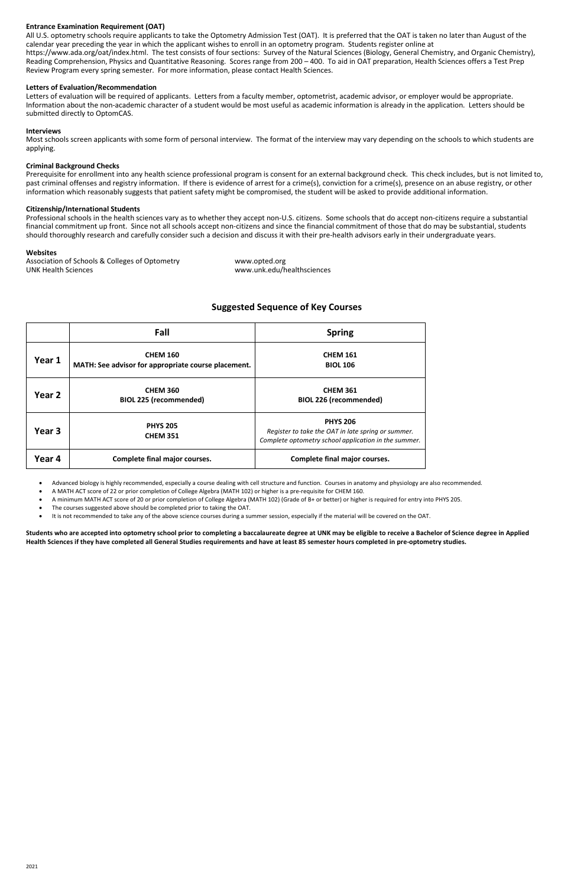**Entrance Examination Requirement (OAT)**

All U.S. optometry schools require applicants to take the Optometry Admission Test (OAT). It is preferred that the OAT is taken no later than August of the calendar year preceding the year in which the applicant wishes to enroll in an optometry program. Students register online at https://www.ada.org/oat/index.html. The test consists of four sections: Survey of the Natural Sciences (Biology, General Chemistry, and Organic Chemistry), Reading Comprehension, Physics and Quantitative Reasoning. Scores range from 200 – 400. To aid in OAT preparation, Health Sciences offers a Test Prep Review Program every spring semester. For more information, please contact Health Sciences.

**Letters of Evaluation/Recommendation**

Letters of evaluation will be required of applicants. Letters from a faculty member, optometrist, academic advisor, or employer would be appropriate. Information about the non-academic character of a student would be most useful as academic information is already in the application. Letters should be submitted directly to OptomCAS.

**Interviews**

Most schools screen applicants with some form of personal interview. The format of the interview may vary depending on the schools to which students are applying.

**Criminal Background Checks**

Prerequisite for enrollment into any health science professional program is consent for an external background check. This check includes, but is not limited to, past criminal offenses and registry information. If there is evidence of arrest for a crime(s), conviction for a crime(s), presence on an abuse registry, or other information which reasonably suggests that patient safety might be compromised, the student will be asked to provide additional information.

**Citizenship/International Students**

Professional schools in the health sciences vary as to whether they accept non-U.S. citizens. Some schools that do accept non-citizens require a substantial financial commitment up front. Since not all schools accept non-citizens and since the financial commitment of those that do may be substantial, students should thoroughly research and carefully consider such a decision and discuss it with their pre-health advisors early in their undergraduate years.

**Websites**

Association of Schools & Colleges of Optometry www.opted.org
UNK Health Sciences www.unk.edu/healthsciences

## Suggested Sequence of Key Courses

| | Fall | Spring |
|---|---|---|
| **Year 1** | **CHEM 160**<br>**MATH: See advisor for appropriate course placement.** | **CHEM 161**<br>**BIOL 106** |
| **Year 2** | **CHEM 360**<br>**BIOL 225 (recommended)** | **CHEM 361**<br>**BIOL 226 (recommended)** |
| **Year 3** | **PHYS 205**<br>**CHEM 351** | **PHYS 206**<br>*Register to take the OAT in late spring or summer.*<br>*Complete optometry school application in the summer.* |
| **Year 4** | **Complete final major courses.** | **Complete final major courses.** |

- Advanced biology is highly recommended, especially a course dealing with cell structure and function. Courses in anatomy and physiology are also recommended.
- A MATH ACT score of 22 or prior completion of College Algebra (MATH 102) or higher is a pre-requisite for CHEM 160.
- A minimum MATH ACT score of 20 or prior completion of College Algebra (MATH 102) (Grade of B+ or better) or higher is required for entry into PHYS 205.
- The courses suggested above should be completed prior to taking the OAT.
- It is not recommended to take any of the above science courses during a summer session, especially if the material will be covered on the OAT.

**Students who are accepted into optometry school prior to completing a baccalaureate degree at UNK may be eligible to receive a Bachelor of Science degree in Applied Health Sciences if they have completed all General Studies requirements and have at least 85 semester hours completed in pre-optometry studies.**

2021